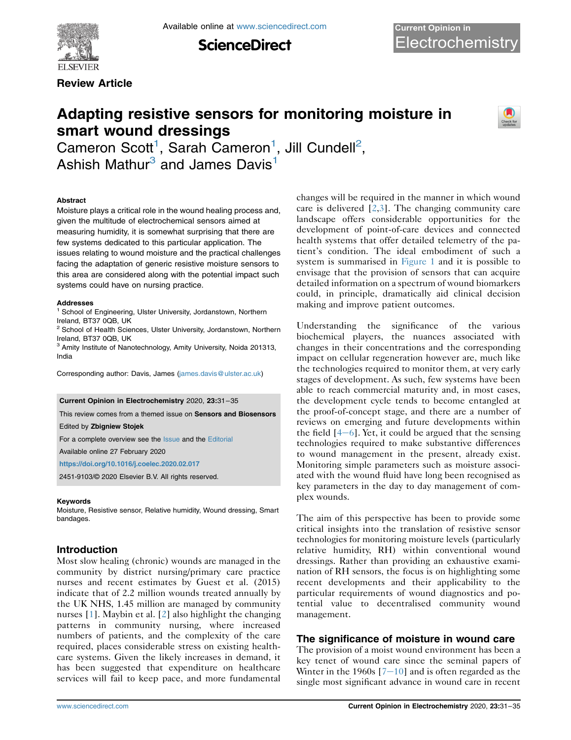Review Article

# Adapting resistive sensors for monitoring moisture in smart wound dressings

Cameron Scott[1], Sarah Cameron[1], Jill Cundell[2], Ashish Mathur[3] and James Davis[1]

### Abstract

Moisture plays a critical role in the wound healing process and, given the multitude of electrochemical sensors aimed at measuring humidity, it is somewhat surprising that there are few systems dedicated to this particular application. The issues relating to wound moisture and the practical challenges facing the adaptation of generic resistive moisture sensors to this area are considered along with the potential impact such systems could have on nursing practice.

### Addresses

[1] School of Engineering, Ulster University, Jordanstown, Northern Ireland, BT37 0QB, UK

[2] School of Health Sciences, Ulster University, Jordanstown, Northern Ireland, BT37 0QB, UK

[3] Amity Institute of Nanotechnology, Amity University, Noida 201313, India

Corresponding author: Davis, James (james.davis@ulster.ac.uk)

**Current Opinion in Electrochemistry** 2020, **23**:31–35

This review comes from a themed issue on **Sensors and Biosensors**

Edited by **Zbigniew Stojek**

For a complete overview see the Issue and the Editorial

Available online 27 February 2020

https://doi.org/10.1016/j.coelec.2020.02.017

2451-9103/© 2020 Elsevier B.V. All rights reserved.

### Keywords

Moisture, Resistive sensor, Relative humidity, Wound dressing, Smart bandages.

## Introduction

Most slow healing (chronic) wounds are managed in the community by district nursing/primary care practice nurses and recent estimates by Guest et al. (2015) indicate that of 2.2 million wounds treated annually by the UK NHS, 1.45 million are managed by community nurses [1]. Maybin et al. [2] also highlight the changing patterns in community nursing, where increased numbers of patients, and the complexity of the care required, places considerable stress on existing healthcare systems. Given the likely increases in demand, it has been suggested that expenditure on healthcare services will fail to keep pace, and more fundamental changes will be required in the manner in which wound care is delivered [2,3]. The changing community care landscape offers considerable opportunities for the development of point-of-care devices and connected health systems that offer detailed telemetry of the patient's condition. The ideal embodiment of such a system is summarised in Figure 1 and it is possible to envisage that the provision of sensors that can acquire detailed information on a spectrum of wound biomarkers could, in principle, dramatically aid clinical decision making and improve patient outcomes.

Understanding the significance of the various biochemical players, the nuances associated with changes in their concentrations and the corresponding impact on cellular regeneration however are, much like the technologies required to monitor them, at very early stages of development. As such, few systems have been able to reach commercial maturity and, in most cases, the development cycle tends to become entangled at the proof-of-concept stage, and there are a number of reviews on emerging and future developments within the field [4–6]. Yet, it could be argued that the sensing technologies required to make substantive differences to wound management in the present, already exist. Monitoring simple parameters such as moisture associated with the wound fluid have long been recognised as key parameters in the day to day management of complex wounds.

The aim of this perspective has been to provide some critical insights into the translation of resistive sensor technologies for monitoring moisture levels (particularly relative humidity, RH) within conventional wound dressings. Rather than providing an exhaustive examination of RH sensors, the focus is on highlighting some recent developments and their applicability to the particular requirements of wound diagnostics and potential value to decentralised community wound management.

## The significance of moisture in wound care

The provision of a moist wound environment has been a key tenet of wound care since the seminal papers of Winter in the 1960s [7–10] and is often regarded as the single most significant advance in wound care in recent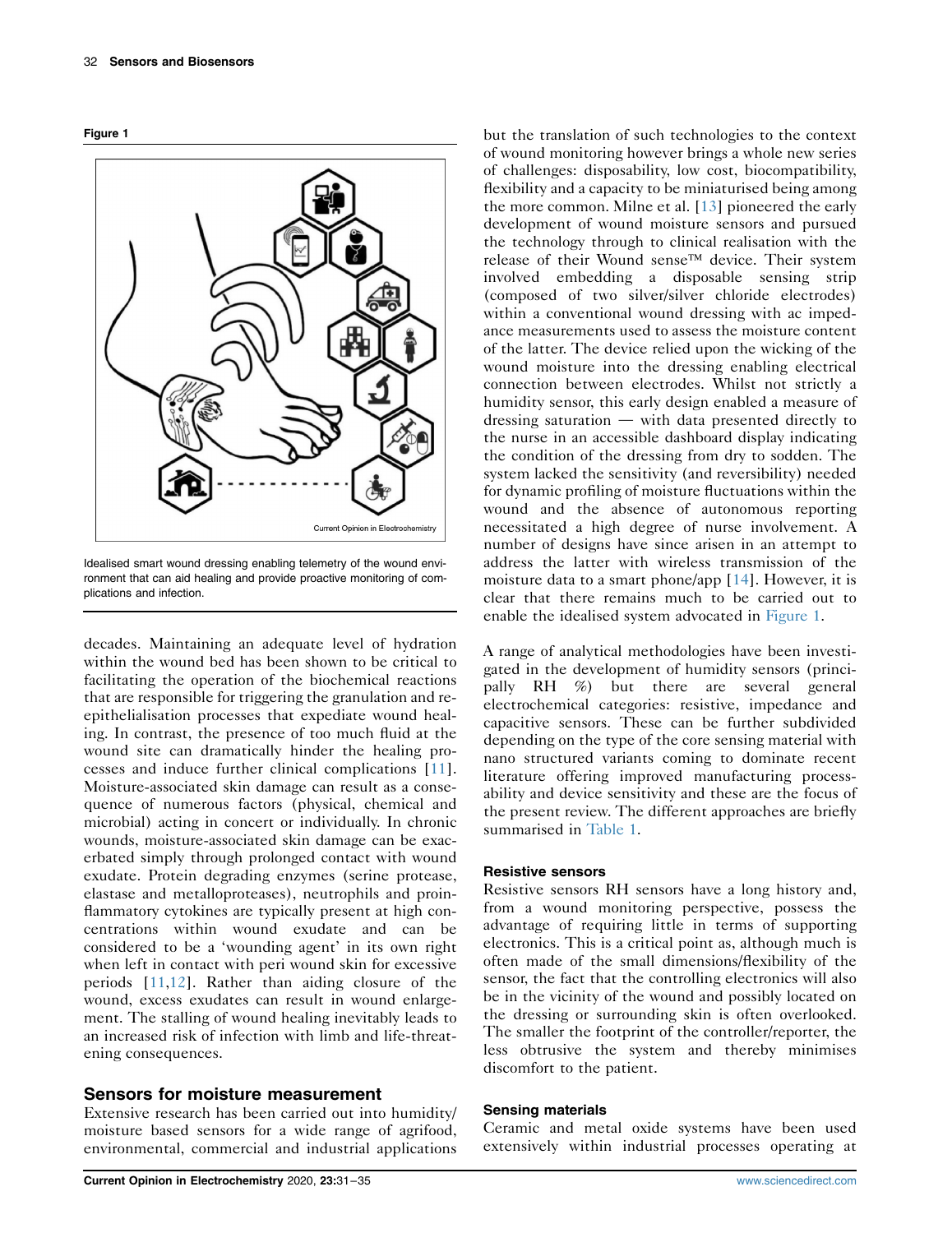**Figure 1**

Idealised smart wound dressing enabling telemetry of the wound environment that can aid healing and provide proactive monitoring of complications and infection.

decades. Maintaining an adequate level of hydration within the wound bed has been shown to be critical to facilitating the operation of the biochemical reactions that are responsible for triggering the granulation and re-epithelialisation processes that expediate wound healing. In contrast, the presence of too much fluid at the wound site can dramatically hinder the healing processes and induce further clinical complications [11]. Moisture-associated skin damage can result as a consequence of numerous factors (physical, chemical and microbial) acting in concert or individually. In chronic wounds, moisture-associated skin damage can be exacerbated simply through prolonged contact with wound exudate. Protein degrading enzymes (serine protease, elastase and metalloproteases), neutrophils and proinflammatory cytokines are typically present at high concentrations within wound exudate and can be considered to be a 'wounding agent' in its own right when left in contact with peri wound skin for excessive periods [11,12]. Rather than aiding closure of the wound, excess exudates can result in wound enlargement. The stalling of wound healing inevitably leads to an increased risk of infection with limb and life-threatening consequences.

## Sensors for moisture measurement

Extensive research has been carried out into humidity/moisture based sensors for a wide range of agrifood, environmental, commercial and industrial applications but the translation of such technologies to the context of wound monitoring however brings a whole new series of challenges: disposability, low cost, biocompatibility, flexibility and a capacity to be miniaturised being among the more common. Milne et al. [13] pioneered the early development of wound moisture sensors and pursued the technology through to clinical realisation with the release of their Wound sense™ device. Their system involved embedding a disposable sensing strip (composed of two silver/silver chloride electrodes) within a conventional wound dressing with ac impedance measurements used to assess the moisture content of the latter. The device relied upon the wicking of the wound moisture into the dressing enabling electrical connection between electrodes. Whilst not strictly a humidity sensor, this early design enabled a measure of dressing saturation — with data presented directly to the nurse in an accessible dashboard display indicating the condition of the dressing from dry to sodden. The system lacked the sensitivity (and reversibility) needed for dynamic profiling of moisture fluctuations within the wound and the absence of autonomous reporting necessitated a high degree of nurse involvement. A number of designs have since arisen in an attempt to address the latter with wireless transmission of the moisture data to a smart phone/app [14]. However, it is clear that there remains much to be carried out to enable the idealised system advocated in Figure 1.

A range of analytical methodologies have been investigated in the development of humidity sensors (principally RH %) but there are several general electrochemical categories: resistive, impedance and capacitive sensors. These can be further subdivided depending on the type of the core sensing material with nano structured variants coming to dominate recent literature offering improved manufacturing processability and device sensitivity and these are the focus of the present review. The different approaches are briefly summarised in Table 1.

### Resistive sensors

Resistive sensors RH sensors have a long history and, from a wound monitoring perspective, possess the advantage of requiring little in terms of supporting electronics. This is a critical point as, although much is often made of the small dimensions/flexibility of the sensor, the fact that the controlling electronics will also be in the vicinity of the wound and possibly located on the dressing or surrounding skin is often overlooked. The smaller the footprint of the controller/reporter, the less obtrusive the system and thereby minimises discomfort to the patient.

### Sensing materials

Ceramic and metal oxide systems have been used extensively within industrial processes operating at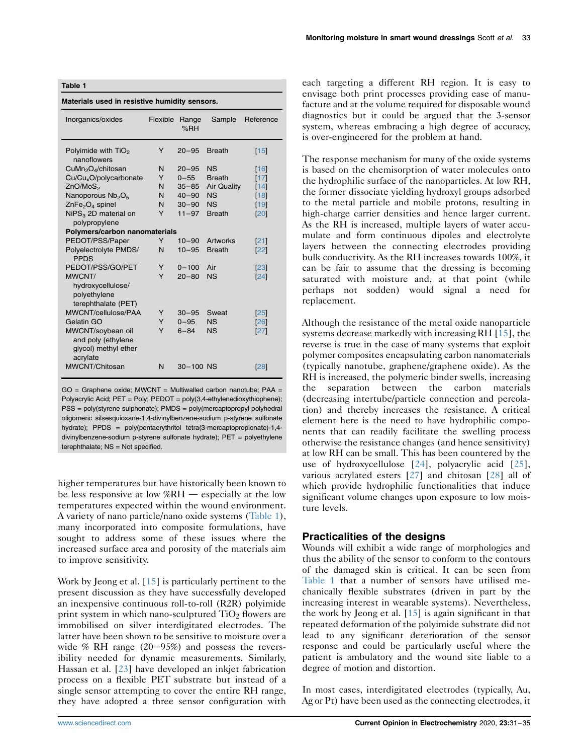**Table 1**

**Materials used in resistive humidity sensors.**

| Inorganics/oxides | Flexible | Range %RH | Sample | Reference |
|---|---|---|---|---|
| Polyimide with $TiO_2$ nanoflowers | Y | 20−95 | Breath | [15] |
| $CuMn_2O_4$/chitosan | N | 20−95 | NS | [16] |
| $Cu/Cu_xO$/polycarbonate | Y | 0−55 | Breath | [17] |
| $ZnO/MoS_2$ | N | 35−85 | Air Quality | [14] |
| Nanoporous $Nb_2O_5$ | N | 40−90 | NS | [18] |
| $ZnFe_2O_4$ spinel | N | 30−90 | NS | [19] |
| $NiPS_3$ 2D material on polypropylene | Y | 11−97 | Breath | [20] |
| **Polymers/carbon nanomaterials** | | | | |
| PEDOT/PSS/Paper | Y | 10−90 | Artworks | [21] |
| Polyelectrolyte PMDS/PPDS | N | 10−95 | Breath | [22] |
| PEDOT/PSS/GO/PET | Y | 0−100 | Air | [23] |
| MWCNT/hydroxycellulose/polyethylene terephthalate (PET) | Y | 20−80 | NS | [24] |
| MWCNT/cellulose/PAA | Y | 30−95 | Sweat | [25] |
| Gelatin GO | Y | 0−95 | NS | [26] |
| MWCNT/soybean oil and poly (ethylene glycol) methyl ether acrylate | Y | 6−84 | NS | [27] |
| MWCNT/Chitosan | N | 30−100 | NS | [28] |

GO = Graphene oxide; MWCNT = Multiwalled carbon nanotube; PAA = Polyacrylic Acid; PET = Poly; PEDOT = poly(3,4-ethylenedioxythiophene); PSS = poly(styrene sulphonate); PMDS = poly(mercaptopropyl polyhedral oligomeric silsesquioxane-1,4-divinylbenzene-sodium p-styrene sulfonate hydrate); PPDS = poly(pentaerythritol tetra(3-mercaptopropionate)-1,4-divinylbenzene-sodium p-styrene sulfonate hydrate); PET = polyethylene terephthalate; NS = Not specified.

higher temperatures but have historically been known to be less responsive at low %RH — especially at the low temperatures expected within the wound environment. A variety of nano particle/nano oxide systems (Table 1), many incorporated into composite formulations, have sought to address some of these issues where the increased surface area and porosity of the materials aim to improve sensitivity.

Work by Jeong et al. [15] is particularly pertinent to the present discussion as they have successfully developed an inexpensive continuous roll-to-roll (R2R) polyimide print system in which nano-sculptured $TiO_2$ flowers are immobilised on silver interdigitated electrodes. The latter have been shown to be sensitive to moisture over a wide % RH range (20−95%) and possess the reversibility needed for dynamic measurements. Similarly, Hassan et al. [23] have developed an inkjet fabrication process on a flexible PET substrate but instead of a single sensor attempting to cover the entire RH range, they have adopted a three sensor configuration with each targeting a different RH region. It is easy to envisage both print processes providing ease of manufacture and at the volume required for disposable wound diagnostics but it could be argued that the 3-sensor system, whereas embracing a high degree of accuracy, is over-engineered for the problem at hand.

The response mechanism for many of the oxide systems is based on the chemisorption of water molecules onto the hydrophilic surface of the nanoparticles. At low RH, the former dissociate yielding hydroxyl groups adsorbed to the metal particle and mobile protons, resulting in high-charge carrier densities and hence larger current. As the RH is increased, multiple layers of water accumulate and form continuous dipoles and electrolyte layers between the connecting electrodes providing bulk conductivity. As the RH increases towards 100%, it can be fair to assume that the dressing is becoming saturated with moisture and, at that point (while perhaps not sodden) would signal a need for replacement.

Although the resistance of the metal oxide nanoparticle systems decrease markedly with increasing RH [15], the reverse is true in the case of many systems that exploit polymer composites encapsulating carbon nanomaterials (typically nanotube, graphene/graphene oxide). As the RH is increased, the polymeric binder swells, increasing the separation between the carbon materials (decreasing intertube/particle connection and percolation) and thereby increases the resistance. A critical element here is the need to have hydrophilic components that can readily facilitate the swelling process otherwise the resistance changes (and hence sensitivity) at low RH can be small. This has been countered by the use of hydroxycellulose [24], polyacrylic acid [25], various acrylated esters [27] and chitosan [28] all of which provide hydrophilic functionalities that induce significant volume changes upon exposure to low moisture levels.

## Practicalities of the designs

Wounds will exhibit a wide range of morphologies and thus the ability of the sensor to conform to the contours of the damaged skin is critical. It can be seen from Table 1 that a number of sensors have utilised mechanically flexible substrates (driven in part by the increasing interest in wearable systems). Nevertheless, the work by Jeong et al. [15] is again significant in that repeated deformation of the polyimide substrate did not lead to any significant deterioration of the sensor response and could be particularly useful where the patient is ambulatory and the wound site liable to a degree of motion and distortion.

In most cases, interdigitated electrodes (typically, Au, Ag or Pt) have been used as the connecting electrodes, it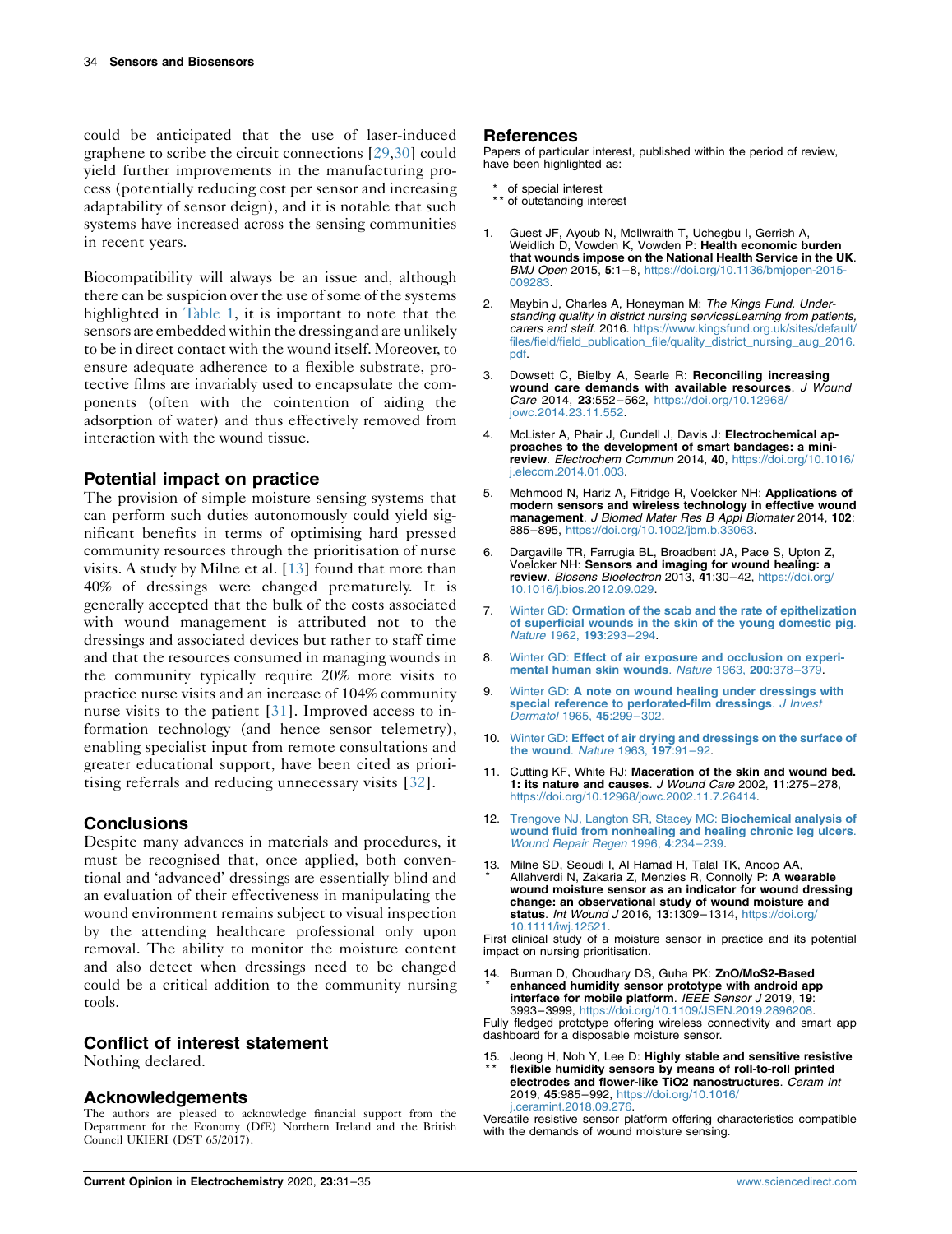could be anticipated that the use of laser-induced graphene to scribe the circuit connections [29,30] could yield further improvements in the manufacturing process (potentially reducing cost per sensor and increasing adaptability of sensor deign), and it is notable that such systems have increased across the sensing communities in recent years.

Biocompatibility will always be an issue and, although there can be suspicion over the use of some of the systems highlighted in Table 1, it is important to note that the sensors are embedded within the dressing and are unlikely to be in direct contact with the wound itself. Moreover, to ensure adequate adherence to a flexible substrate, protective films are invariably used to encapsulate the components (often with the cointention of aiding the adsorption of water) and thus effectively removed from interaction with the wound tissue.

## Potential impact on practice

The provision of simple moisture sensing systems that can perform such duties autonomously could yield significant benefits in terms of optimising hard pressed community resources through the prioritisation of nurse visits. A study by Milne et al. [13] found that more than 40% of dressings were changed prematurely. It is generally accepted that the bulk of the costs associated with wound management is attributed not to the dressings and associated devices but rather to staff time and that the resources consumed in managing wounds in the community typically require 20% more visits to practice nurse visits and an increase of 104% community nurse visits to the patient [31]. Improved access to information technology (and hence sensor telemetry), enabling specialist input from remote consultations and greater educational support, have been cited as prioritising referrals and reducing unnecessary visits [32].

## Conclusions

Despite many advances in materials and procedures, it must be recognised that, once applied, both conventional and 'advanced' dressings are essentially blind and an evaluation of their effectiveness in manipulating the wound environment remains subject to visual inspection by the attending healthcare professional only upon removal. The ability to monitor the moisture content and also detect when dressings need to be changed could be a critical addition to the community nursing tools.

## Conflict of interest statement

Nothing declared.

## Acknowledgements

The authors are pleased to acknowledge financial support from the Department for the Economy (DfE) Northern Ireland and the British Council UKIERI (DST 65/2017).

## References

Papers of particular interest, published within the period of review, have been highlighted as:

\* of special interest
\*\* of outstanding interest

1. Guest JF, Ayoub N, McIlwraith T, Uchegbu I, Gerrish A, Weidlich D, Vowden K, Vowden P: **Health economic burden that wounds impose on the National Health Service in the UK**. *BMJ Open* 2015, **5**:1–8, https://doi.org/10.1136/bmjopen-2015-009283.

2. Maybin J, Charles A, Honeyman M: *The Kings Fund. Understanding quality in district nursing servicesLearning from patients, carers and staff*. 2016. https://www.kingsfund.org.uk/sites/default/files/field/field_publication_file/quality_district_nursing_aug_2016.pdf.

3. Dowsett C, Bielby A, Searle R: **Reconciling increasing wound care demands with available resources**. *J Wound Care* 2014, **23**:552–562, https://doi.org/10.12968/jowc.2014.23.11.552.

4. McLister A, Phair J, Cundell J, Davis J: **Electrochemical approaches to the development of smart bandages: a mini-review**. *Electrochem Commun* 2014, **40**, https://doi.org/10.1016/j.elecom.2014.01.003.

5. Mehmood N, Hariz A, Fitridge R, Voelcker NH: **Applications of modern sensors and wireless technology in effective wound management**. *J Biomed Mater Res B Appl Biomater* 2014, **102**: 885–895, https://doi.org/10.1002/jbm.b.33063.

6. Dargaville TR, Farrugia BL, Broadbent JA, Pace S, Upton Z, Voelcker NH: **Sensors and imaging for wound healing: a review**. *Biosens Bioelectron* 2013, **41**:30–42, https://doi.org/10.1016/j.bios.2012.09.029.

7. Winter GD: **Ormation of the scab and the rate of epithelization of superficial wounds in the skin of the young domestic pig**. *Nature* 1962, **193**:293–294.

8. Winter GD: **Effect of air exposure and occlusion on experimental human skin wounds**. *Nature* 1963, **200**:378–379.

9. Winter GD: **A note on wound healing under dressings with special reference to perforated-film dressings**. *J Invest Dermatol* 1965, **45**:299–302.

10. Winter GD: **Effect of air drying and dressings on the surface of the wound**. *Nature* 1963, **197**:91–92.

11. Cutting KF, White RJ: **Maceration of the skin and wound bed. 1: its nature and causes**. *J Wound Care* 2002, **11**:275–278, https://doi.org/10.12968/jowc.2002.11.7.26414.

12. Trengove NJ, Langton SR, Stacey MC: **Biochemical analysis of wound fluid from nonhealing and healing chronic leg ulcers**. *Wound Repair Regen* 1996, **4**:234–239.

13. \* Milne SD, Seoudi I, Al Hamad H, Talal TK, Anoop AA, Allahverdi N, Zakaria Z, Menzies R, Connolly P: **A wearable wound moisture sensor as an indicator for wound dressing change: an observational study of wound moisture and status**. *Int Wound J* 2016, **13**:1309–1314, https://doi.org/10.1111/iwj.12521.
First clinical study of a moisture sensor in practice and its potential impact on nursing prioritisation.

14. \* Burman D, Choudhary DS, Guha PK: **ZnO/MoS2-Based enhanced humidity sensor prototype with android app interface for mobile platform**. *IEEE Sensor J* 2019, **19**: 3993–3999, https://doi.org/10.1109/JSEN.2019.2896208.
Fully fledged prototype offering wireless connectivity and smart app dashboard for a disposable moisture sensor.

15. \*\* Jeong H, Noh Y, Lee D: **Highly stable and sensitive resistive flexible humidity sensors by means of roll-to-roll printed electrodes and flower-like TiO2 nanostructures**. *Ceram Int* 2019, **45**:985–992, https://doi.org/10.1016/j.ceramint.2018.09.276.
Versatile resistive sensor platform offering characteristics compatible with the demands of wound moisture sensing.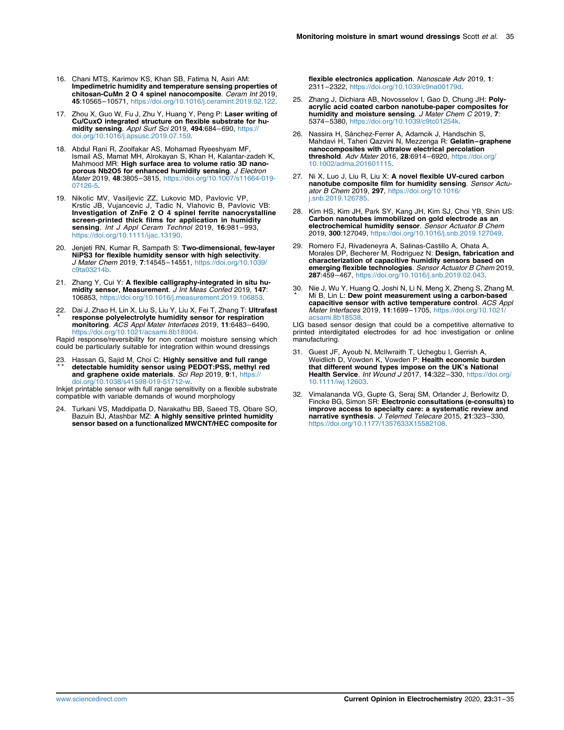16. Chani MTS, Karimov KS, Khan SB, Fatima N, Asiri AM: **Impedimetric humidity and temperature sensing properties of chitosan-CuMn 2 O 4 spinel nanocomposite**. *Ceram Int* 2019, **45**:10565–10571, https://doi.org/10.1016/j.ceramint.2019.02.122.

17. Zhou X, Guo W, Fu J, Zhu Y, Huang Y, Peng P: **Laser writing of Cu/CuxO integrated structure on flexible substrate for humidity sensing**. *Appl Surf Sci* 2019, **494**:684–690, https://doi.org/10.1016/j.apsusc.2019.07.159.

18. Abdul Rani R, Zoolfakar AS, Mohamad Ryeeshyam MF, Ismail AS, Mamat MH, Alrokayan S, Khan H, Kalantar-zadeh K, Mahmood MR: **High surface area to volume ratio 3D nanoporous Nb2O5 for enhanced humidity sensing**. *J Electron Mater* 2019, **48**:3805–3815, https://doi.org/10.1007/s11664-019-07126-5.

19. Nikolic MV, Vasiljevic ZZ, Lukovic MD, Pavlovic VP, Krstic JB, Vujancevic J, Tadic N, Vlahovic B, Pavlovic VB: **Investigation of ZnFe 2 O 4 spinel ferrite nanocrystalline screen-printed thick films for application in humidity sensing**. *Int J Appl Ceram Technol* 2019, **16**:981–993, https://doi.org/10.1111/ijac.13190.

20. Jenjeti RN, Kumar R, Sampath S: **Two-dimensional, few-layer NiPS3 for flexible humidity sensor with high selectivity**. *J Mater Chem* 2019, **7**:14545–14551, https://doi.org/10.1039/c9ta03214b.

21. Zhang Y, Cui Y: **A flexible calligraphy-integrated in situ humidity sensor, Measurement**. *J Int Meas Confed* 2019, **147**: 106853, https://doi.org/10.1016/j.measurement.2019.106853.

22. * Dai J, Zhao H, Lin X, Liu S, Liu Y, Liu X, Fei T, Zhang T: **Ultrafast response polyelectrolyte humidity sensor for respiration monitoring**. *ACS Appl Mater Interfaces* 2019, **11**:6483–6490, https://doi.org/10.1021/acsami.8b18904.

Rapid response/reversibility for non contact moisture sensing which could be particularly suitable for integration within wound dressings

23. ** Hassan G, Sajid M, Choi C: **Highly sensitive and full range detectable humidity sensor using PEDOT:PSS, methyl red and graphene oxide materials**. *Sci Rep* 2019, **9**:1, https://doi.org/10.1038/s41598-019-51712-w.

Inkjet printable sensor with full range sensitivity on a flexible substrate compatible with variable demands of wound morphology

24. Turkani VS, Maddipatla D, Narakathu BB, Saeed TS, Obare SO, Bazuin BJ, Atashbar MZ: **A highly sensitive printed humidity sensor based on a functionalized MWCNT/HEC composite for flexible electronics application**. *Nanoscale Adv* 2019, **1**: 2311–2322, https://doi.org/10.1039/c9na00179d.

25. Zhang J, Dichiara AB, Novosselov I, Gao D, Chung JH: **Polyacrylic acid coated carbon nanotube-paper composites for humidity and moisture sensing**. *J Mater Chem C* 2019, **7**: 5374–5380, https://doi.org/10.1039/c9tc01254k.

26. Nassira H, Sánchez-Ferrer A, Adamcik J, Handschin S, Mahdavi H, Taheri Qazvini N, Mezzenga R: **Gelatin–graphene nanocomposites with ultralow electrical percolation threshold**. *Adv Mater* 2016, **28**:6914–6920, https://doi.org/10.1002/adma.201601115.

27. Ni X, Luo J, Liu R, Liu X: **A novel flexible UV-cured carbon nanotube composite film for humidity sensing**. *Sensor Actuator B Chem* 2019, **297**, https://doi.org/10.1016/j.snb.2019.126785.

28. Kim HS, Kim JH, Park SY, Kang JH, Kim SJ, Choi YB, Shin US: **Carbon nanotubes immobilized on gold electrode as an electrochemical humidity sensor**. *Sensor Actuator B Chem* 2019, **300**:127049, https://doi.org/10.1016/j.snb.2019.127049.

29. Romero FJ, Rivadeneyra A, Salinas-Castillo A, Ohata A, Morales DP, Becherer M, Rodriguez N: **Design, fabrication and characterization of capacitive humidity sensors based on emerging flexible technologies**. *Sensor Actuator B Chem* 2019, **287**:459–467, https://doi.org/10.1016/j.snb.2019.02.043.

30. * Nie J, Wu Y, Huang Q, Joshi N, Li N, Meng X, Zheng S, Zhang M, Mi B, Lin L: **Dew point measurement using a carbon-based capacitive sensor with active temperature control**. *ACS Appl Mater Interfaces* 2019, **11**:1699–1705, https://doi.org/10.1021/acsami.8b18538.

LIG based sensor design that could be a competitive alternative to printed interdigitated electrodes for ad hoc investigation or online manufacturing.

31. Guest JF, Ayoub N, McIlwraith T, Uchegbu I, Gerrish A, Weidlich D, Vowden K, Vowden P: **Health economic burden that different wound types impose on the UK's National Health Service**. *Int Wound J* 2017, **14**:322–330, https://doi.org/10.1111/iwj.12603.

32. Vimalananda VG, Gupte G, Seraj SM, Orlander J, Berlowitz D, Fincke BG, Simon SR: **Electronic consultations (e-consults) to improve access to specialty care: a systematic review and narrative synthesis**. *J Telemed Telecare* 2015, **21**:323–330, https://doi.org/10.1177/1357633X15582108.